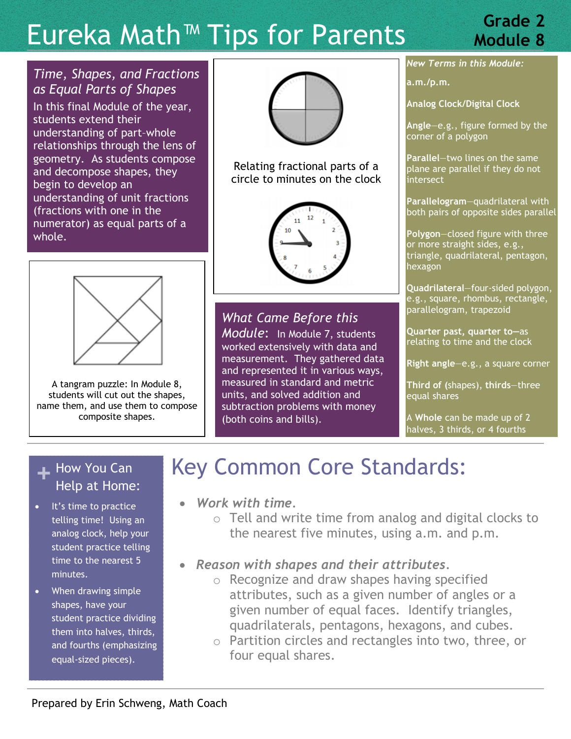# Eureka Math™ Tips for Parents

**Grade 2 Module 8**

## *Time, Shapes, and Fractions as Equal Parts of Shapes*

In this final Module of the year, students extend their understanding of part-whole relationships through the lens of geometry. As students compose and decompose shapes, they begin to develop an understanding of unit fractions (fractions with one in the numerator) as equal parts of a whole.

A tangram puzzle: In Module 8, students will cut out the shapes, name them, and use them to compose composite shapes.

Relating fractional parts of a circle to minutes on the clock

## *What Came Before this Module:*

In Module 7, students worked extensively with data and measurement. They gathered data and represented it in various ways, measured in standard and metric units, and solved addition and subtraction problems with money (both coins and bills).

### *New Terms in this Module:*

**a.m./p.m.**

**Analog Clock/Digital Clock**

**Angle**—e.g., figure formed by the corner of a polygon

**Parallel**—two lines on the same plane are parallel if they do not intersect

**Parallelogram**—quadrilateral with both pairs of opposite sides parallel

**Polygon**—closed figure with three or more straight sides, e.g., triangle, quadrilateral, pentagon, hexagon

**Quadrilateral**—four-sided polygon, e.g., square, rhombus, rectangle, parallelogram, trapezoid

**Quarter past, quarter to**—as relating to time and the clock

**Right angle**—e.g., a square corner

**Third of** (shapes), **thirds**—three equal shares

A **Whole** can be made up of 2 halves, 3 thirds, or 4 fourths

## + How You Can Help at Home:

- It's time to practice telling time! Using an analog clock, help your student practice telling time to the nearest 5 minutes.
- When drawing simple shapes, have your student practice dividing them into halves, thirds, and fourths (emphasizing equal-sized pieces).

# Key Common Core Standards:

- ***Work with time.***
  - Tell and write time from analog and digital clocks to the nearest five minutes, using a.m. and p.m.
- ***Reason with shapes and their attributes.***
  - Recognize and draw shapes having specified attributes, such as a given number of angles or a given number of equal faces. Identify triangles, quadrilaterals, pentagons, hexagons, and cubes.
  - Partition circles and rectangles into two, three, or four equal shares.

Prepared by Erin Schweng, Math Coach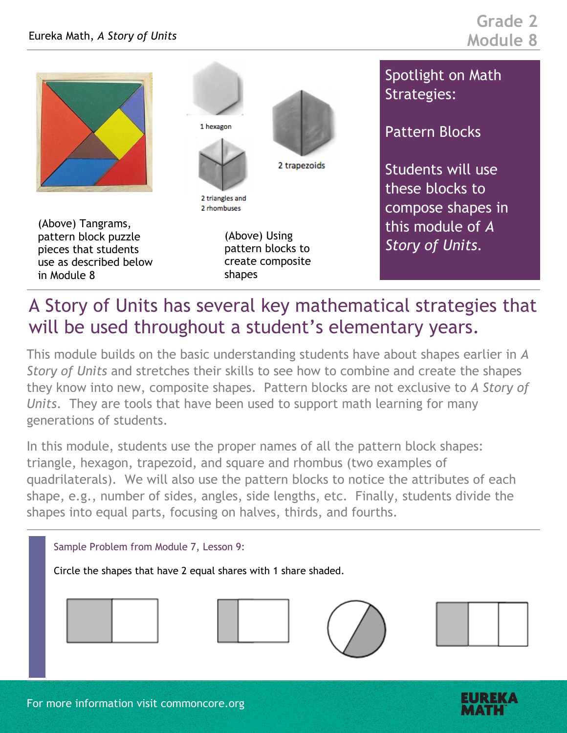Eureka Math, *A Story of Units*

Grade 2
Module 8

1 hexagon

2 trapezoids

2 triangles and
2 rhombuses

(Above) Tangrams, pattern block puzzle pieces that students use as described below in Module 8

(Above) Using pattern blocks to create composite shapes

Spotlight on Math Strategies:

Pattern Blocks

Students will use these blocks to compose shapes in this module of *A Story of Units*.

## A Story of Units has several key mathematical strategies that will be used throughout a student's elementary years.

This module builds on the basic understanding students have about shapes earlier in *A Story of Units* and stretches their skills to see how to combine and create the shapes they know into new, composite shapes. Pattern blocks are not exclusive to *A Story of Units*. They are tools that have been used to support math learning for many generations of students.

In this module, students use the proper names of all the pattern block shapes: triangle, hexagon, trapezoid, and square and rhombus (two examples of quadrilaterals). We will also use the pattern blocks to notice the attributes of each shape, e.g., number of sides, angles, side lengths, etc. Finally, students divide the shapes into equal parts, focusing on halves, thirds, and fourths.

Sample Problem from Module 7, Lesson 9:

Circle the shapes that have 2 equal shares with 1 share shaded.

For more information visit commoncore.org